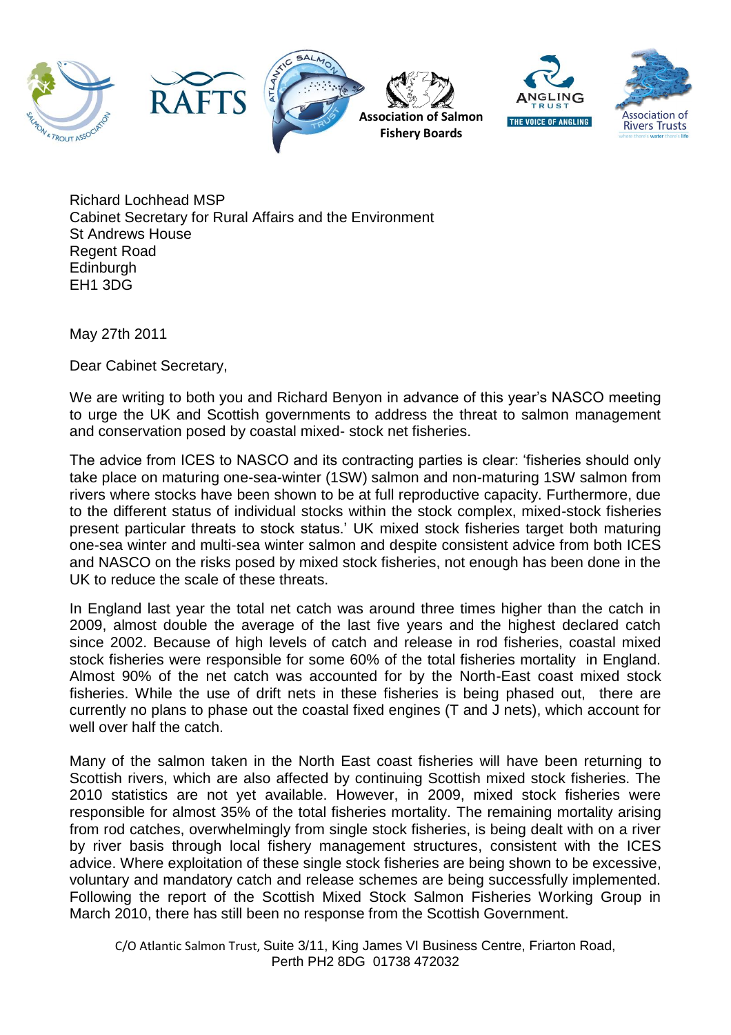Richard Lochhead MSP
Cabinet Secretary for Rural Affairs and the Environment
St Andrews House
Regent Road
Edinburgh
EH1 3DG

May 27th 2011

Dear Cabinet Secretary,

We are writing to both you and Richard Benyon in advance of this year's NASCO meeting to urge the UK and Scottish governments to address the threat to salmon management and conservation posed by coastal mixed- stock net fisheries.

The advice from ICES to NASCO and its contracting parties is clear: 'fisheries should only take place on maturing one-sea-winter (1SW) salmon and non-maturing 1SW salmon from rivers where stocks have been shown to be at full reproductive capacity. Furthermore, due to the different status of individual stocks within the stock complex, mixed-stock fisheries present particular threats to stock status.' UK mixed stock fisheries target both maturing one-sea winter and multi-sea winter salmon and despite consistent advice from both ICES and NASCO on the risks posed by mixed stock fisheries, not enough has been done in the UK to reduce the scale of these threats.

In England last year the total net catch was around three times higher than the catch in 2009, almost double the average of the last five years and the highest declared catch since 2002. Because of high levels of catch and release in rod fisheries, coastal mixed stock fisheries were responsible for some 60% of the total fisheries mortality in England. Almost 90% of the net catch was accounted for by the North-East coast mixed stock fisheries. While the use of drift nets in these fisheries is being phased out, there are currently no plans to phase out the coastal fixed engines (T and J nets), which account for well over half the catch.

Many of the salmon taken in the North East coast fisheries will have been returning to Scottish rivers, which are also affected by continuing Scottish mixed stock fisheries. The 2010 statistics are not yet available. However, in 2009, mixed stock fisheries were responsible for almost 35% of the total fisheries mortality. The remaining mortality arising from rod catches, overwhelmingly from single stock fisheries, is being dealt with on a river by river basis through local fishery management structures, consistent with the ICES advice. Where exploitation of these single stock fisheries are being shown to be excessive, voluntary and mandatory catch and release schemes are being successfully implemented. Following the report of the Scottish Mixed Stock Salmon Fisheries Working Group in March 2010, there has still been no response from the Scottish Government.

C/O Atlantic Salmon Trust, Suite 3/11, King James VI Business Centre, Friarton Road, Perth PH2 8DG 01738 472032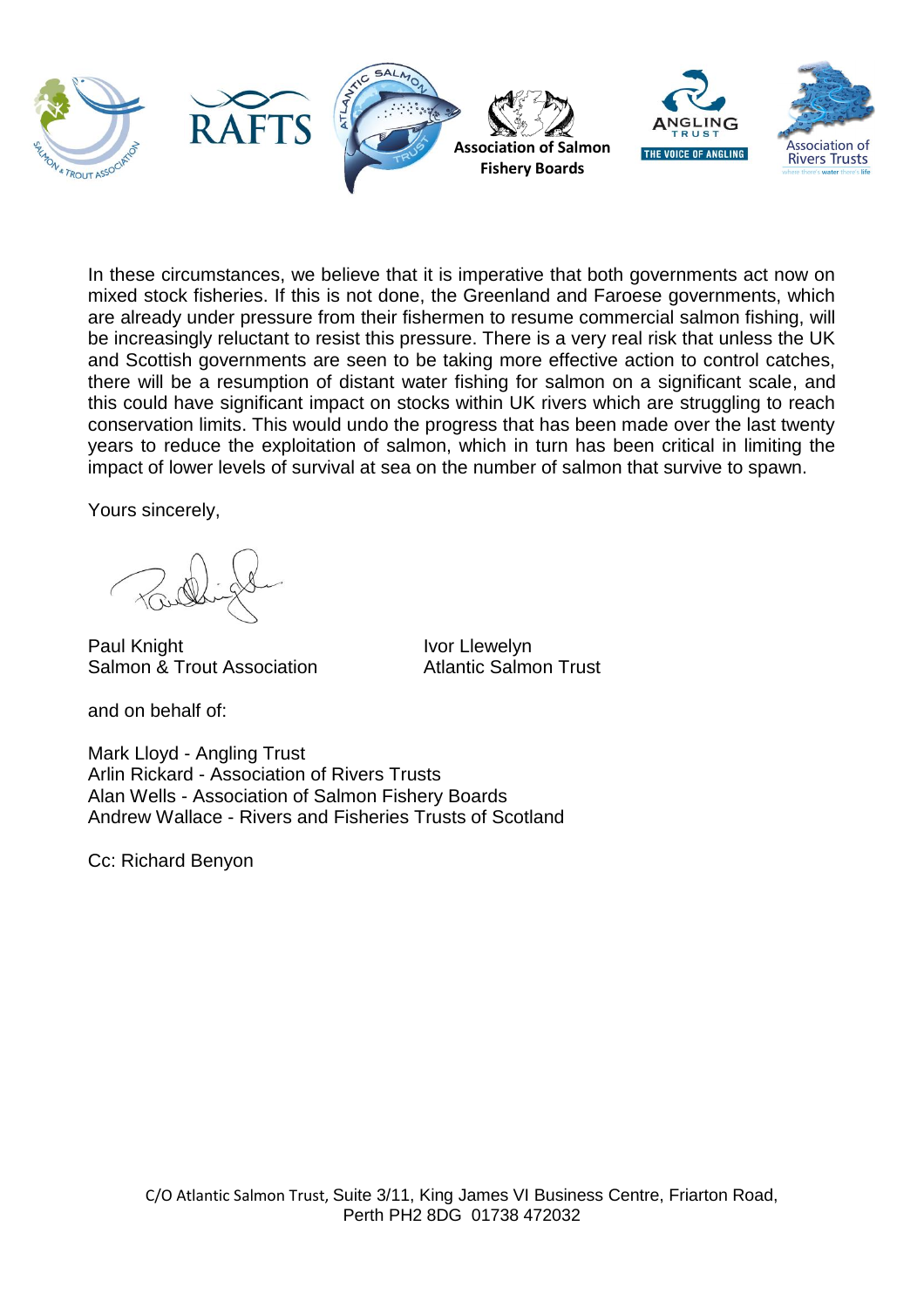In these circumstances, we believe that it is imperative that both governments act now on mixed stock fisheries. If this is not done, the Greenland and Faroese governments, which are already under pressure from their fishermen to resume commercial salmon fishing, will be increasingly reluctant to resist this pressure. There is a very real risk that unless the UK and Scottish governments are seen to be taking more effective action to control catches, there will be a resumption of distant water fishing for salmon on a significant scale, and this could have significant impact on stocks within UK rivers which are struggling to reach conservation limits. This would undo the progress that has been made over the last twenty years to reduce the exploitation of salmon, which in turn has been critical in limiting the impact of lower levels of survival at sea on the number of salmon that survive to spawn.

Yours sincerely,

Paul Knight
Salmon & Trout Association

Ivor Llewelyn
Atlantic Salmon Trust

and on behalf of:

Mark Lloyd - Angling Trust
Arlin Rickard - Association of Rivers Trusts
Alan Wells - Association of Salmon Fishery Boards
Andrew Wallace - Rivers and Fisheries Trusts of Scotland

Cc: Richard Benyon

C/O Atlantic Salmon Trust, Suite 3/11, King James VI Business Centre, Friarton Road, Perth PH2 8DG 01738 472032